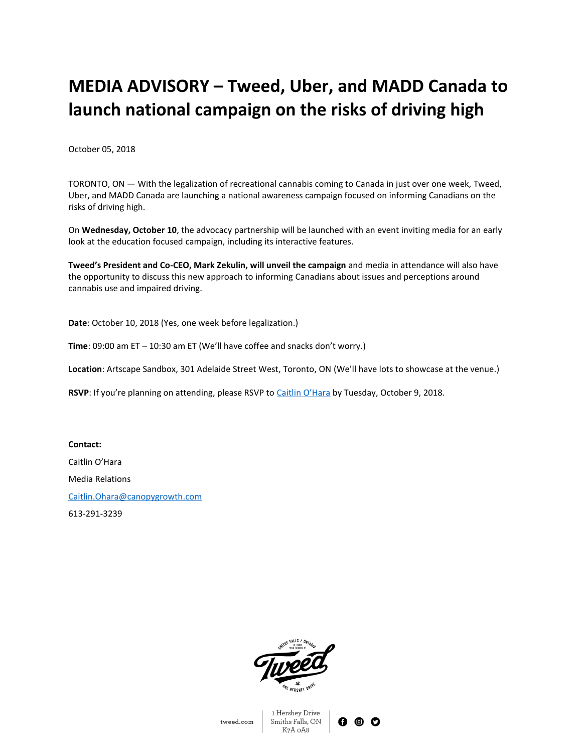# MEDIA ADVISORY – Tweed, Uber, and MADD Canada to launch national campaign on the risks of driving high

October 05, 2018

TORONTO, ON — With the legalization of recreational cannabis coming to Canada in just over one week, Tweed, Uber, and MADD Canada are launching a national awareness campaign focused on informing Canadians on the risks of driving high.

On **Wednesday, October 10**, the advocacy partnership will be launched with an event inviting media for an early look at the education focused campaign, including its interactive features.

**Tweed's President and Co-CEO, Mark Zekulin, will unveil the campaign** and media in attendance will also have the opportunity to discuss this new approach to informing Canadians about issues and perceptions around cannabis use and impaired driving.

**Date**: October 10, 2018 (Yes, one week before legalization.)

**Time**: 09:00 am ET – 10:30 am ET (We'll have coffee and snacks don't worry.)

**Location**: Artscape Sandbox, 301 Adelaide Street West, Toronto, ON (We'll have lots to showcase at the venue.)

**RSVP**: If you're planning on attending, please RSVP to Caitlin O'Hara by Tuesday, October 9, 2018.

**Contact:**

Caitlin O'Hara

Media Relations

Caitlin.Ohara@canopygrowth.com

613-291-3239

tweed.com | 1 Hershey Drive Smiths Falls, ON K7A 0A8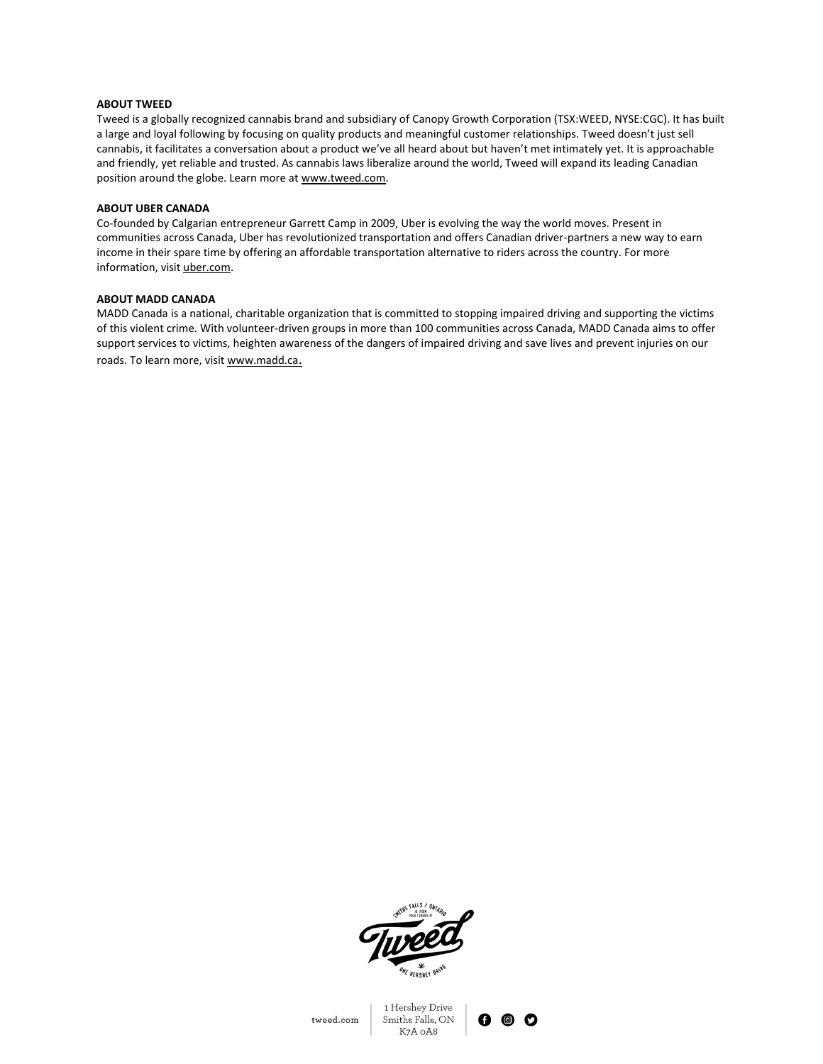**ABOUT TWEED**

Tweed is a globally recognized cannabis brand and subsidiary of Canopy Growth Corporation (TSX:WEED, NYSE:CGC). It has built a large and loyal following by focusing on quality products and meaningful customer relationships. Tweed doesn't just sell cannabis, it facilitates a conversation about a product we've all heard about but haven't met intimately yet. It is approachable and friendly, yet reliable and trusted. As cannabis laws liberalize around the world, Tweed will expand its leading Canadian position around the globe. Learn more at www.tweed.com.

**ABOUT UBER CANADA**

Co-founded by Calgarian entrepreneur Garrett Camp in 2009, Uber is evolving the way the world moves. Present in communities across Canada, Uber has revolutionized transportation and offers Canadian driver-partners a new way to earn income in their spare time by offering an affordable transportation alternative to riders across the country. For more information, visit uber.com.

**ABOUT MADD CANADA**

MADD Canada is a national, charitable organization that is committed to stopping impaired driving and supporting the victims of this violent crime. With volunteer-driven groups in more than 100 communities across Canada, MADD Canada aims to offer support services to victims, heighten awareness of the dangers of impaired driving and save lives and prevent injuries on our roads. To learn more, visit www.madd.ca.